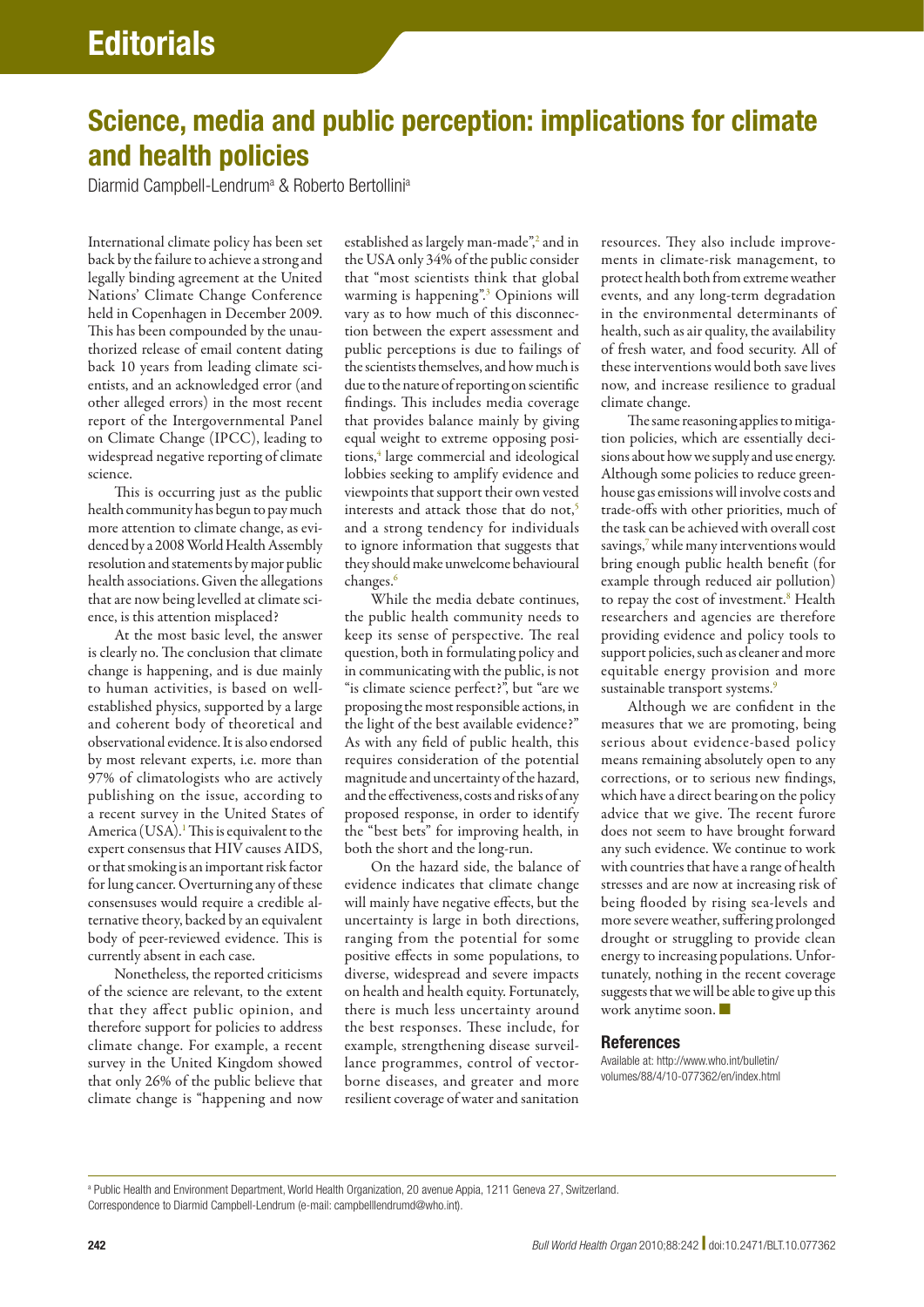# Science, media and public perception: implications for climate and health policies

Diarmid Campbell-Lendrum[a] & Roberto Bertollini[a]

International climate policy has been set back by the failure to achieve a strong and legally binding agreement at the United Nations' Climate Change Conference held in Copenhagen in December 2009. This has been compounded by the unauthorized release of email content dating back 10 years from leading climate scientists, and an acknowledged error (and other alleged errors) in the most recent report of the Intergovernmental Panel on Climate Change (IPCC), leading to widespread negative reporting of climate science.

This is occurring just as the public health community has begun to pay much more attention to climate change, as evidenced by a 2008 World Health Assembly resolution and statements by major public health associations. Given the allegations that are now being levelled at climate science, is this attention misplaced?

At the most basic level, the answer is clearly no. The conclusion that climate change is happening, and is due mainly to human activities, is based on well-established physics, supported by a large and coherent body of theoretical and observational evidence. It is also endorsed by most relevant experts, i.e. more than 97% of climatologists who are actively publishing on the issue, according to a recent survey in the United States of America (USA).[1] This is equivalent to the expert consensus that HIV causes AIDS, or that smoking is an important risk factor for lung cancer. Overturning any of these consensuses would require a credible alternative theory, backed by an equivalent body of peer-reviewed evidence. This is currently absent in each case.

Nonetheless, the reported criticisms of the science are relevant, to the extent that they affect public opinion, and therefore support for policies to address climate change. For example, a recent survey in the United Kingdom showed that only 26% of the public believe that climate change is "happening and now established as largely man-made",[2] and in the USA only 34% of the public consider that "most scientists think that global warming is happening".[3] Opinions will vary as to how much of this disconnection between the expert assessment and public perceptions is due to failings of the scientists themselves, and how much is due to the nature of reporting on scientific findings. This includes media coverage that provides balance mainly by giving equal weight to extreme opposing positions,[4] large commercial and ideological lobbies seeking to amplify evidence and viewpoints that support their own vested interests and attack those that do not,[5] and a strong tendency for individuals to ignore information that suggests that they should make unwelcome behavioural changes.[6]

While the media debate continues, the public health community needs to keep its sense of perspective. The real question, both in formulating policy and in communicating with the public, is not "is climate science perfect?", but "are we proposing the most responsible actions, in the light of the best available evidence?" As with any field of public health, this requires consideration of the potential magnitude and uncertainty of the hazard, and the effectiveness, costs and risks of any proposed response, in order to identify the "best bets" for improving health, in both the short and the long-run.

On the hazard side, the balance of evidence indicates that climate change will mainly have negative effects, but the uncertainty is large in both directions, ranging from the potential for some positive effects in some populations, to diverse, widespread and severe impacts on health and health equity. Fortunately, there is much less uncertainty around the best responses. These include, for example, strengthening disease surveillance programmes, control of vector-borne diseases, and greater and more resilient coverage of water and sanitation resources. They also include improvements in climate-risk management, to protect health both from extreme weather events, and any long-term degradation in the environmental determinants of health, such as air quality, the availability of fresh water, and food security. All of these interventions would both save lives now, and increase resilience to gradual climate change.

The same reasoning applies to mitigation policies, which are essentially decisions about how we supply and use energy. Although some policies to reduce greenhouse gas emissions will involve costs and trade-offs with other priorities, much of the task can be achieved with overall cost savings,[7] while many interventions would bring enough public health benefit (for example through reduced air pollution) to repay the cost of investment.[8] Health researchers and agencies are therefore providing evidence and policy tools to support policies, such as cleaner and more equitable energy provision and more sustainable transport systems.[9]

Although we are confident in the measures that we are promoting, being serious about evidence-based policy means remaining absolutely open to any corrections, or to serious new findings, which have a direct bearing on the policy advice that we give. The recent furore does not seem to have brought forward any such evidence. We continue to work with countries that have a range of health stresses and are now at increasing risk of being flooded by rising sea-levels and more severe weather, suffering prolonged drought or struggling to provide clean energy to increasing populations. Unfortunately, nothing in the recent coverage suggests that we will be able to give up this work anytime soon. ■

## References

Available at: http://www.who.int/bulletin/volumes/88/4/10-077362/en/index.html

[a] Public Health and Environment Department, World Health Organization, 20 avenue Appia, 1211 Geneva 27, Switzerland.
Correspondence to Diarmid Campbell-Lendrum (e-mail: campbelllendrumd@who.int).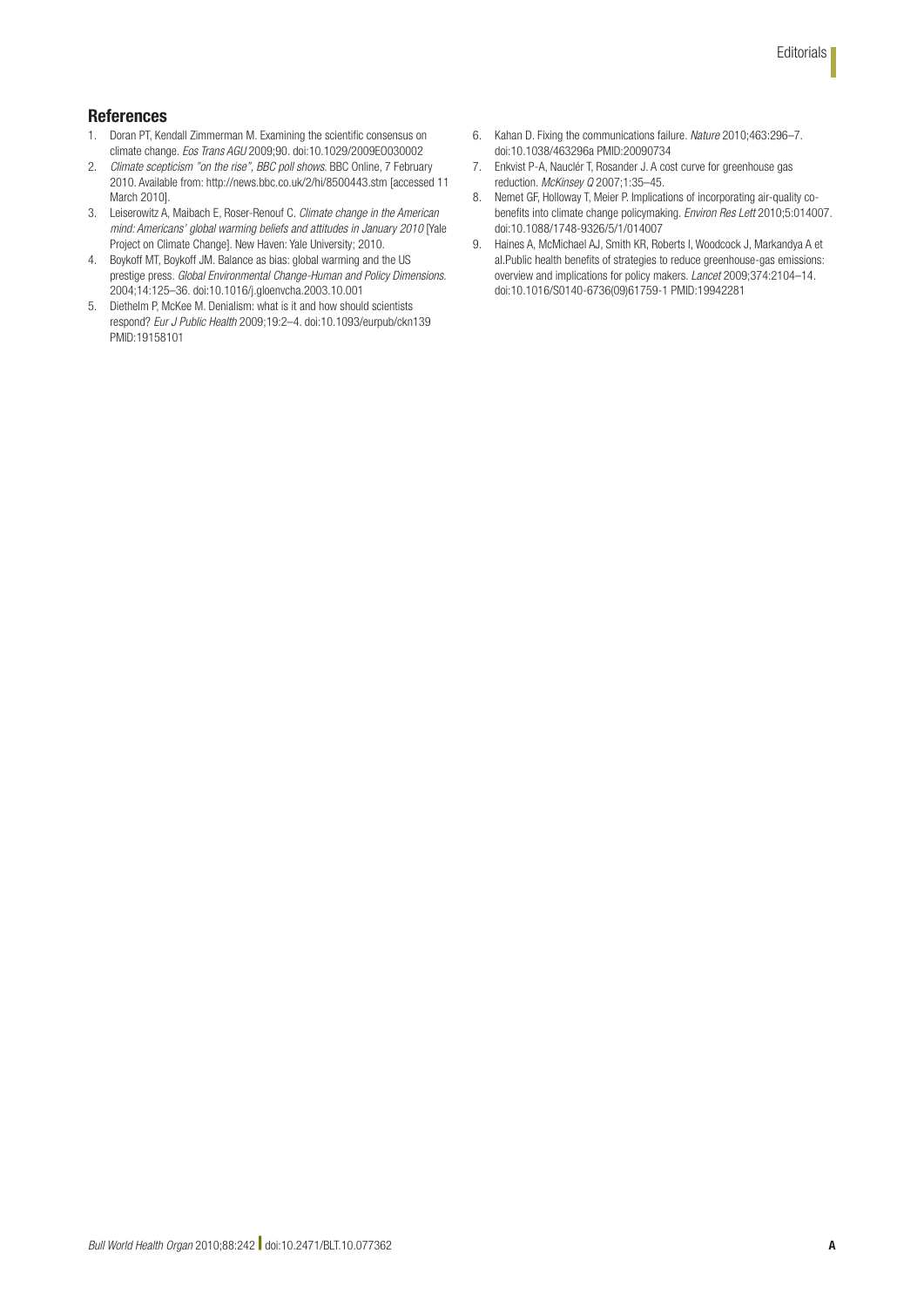## References

1. Doran PT, Kendall Zimmerman M. Examining the scientific consensus on climate change. *Eos Trans AGU* 2009;90. doi:10.1029/2009EO030002
2. *Climate scepticism "on the rise", BBC poll shows*. BBC Online, 7 February 2010. Available from: http://news.bbc.co.uk/2/hi/8500443.stm [accessed 11 March 2010].
3. Leiserowitz A, Maibach E, Roser-Renouf C. *Climate change in the American mind: Americans' global warming beliefs and attitudes in January 2010* [Yale Project on Climate Change]. New Haven: Yale University; 2010.
4. Boykoff MT, Boykoff JM. Balance as bias: global warming and the US prestige press. *Global Environmental Change-Human and Policy Dimensions.* 2004;14:125–36. doi:10.1016/j.gloenvcha.2003.10.001
5. Diethelm P, McKee M. Denialism: what is it and how should scientists respond? *Eur J Public Health* 2009;19:2–4. doi:10.1093/eurpub/ckn139 PMID:19158101
6. Kahan D. Fixing the communications failure. *Nature* 2010;463:296–7. doi:10.1038/463296a PMID:20090734
7. Enkvist P-A, Nauclér T, Rosander J. A cost curve for greenhouse gas reduction. *McKinsey Q* 2007;1:35–45.
8. Nemet GF, Holloway T, Meier P. Implications of incorporating air-quality co-benefits into climate change policymaking. *Environ Res Lett* 2010;5:014007. doi:10.1088/1748-9326/5/1/014007
9. Haines A, McMichael AJ, Smith KR, Roberts I, Woodcock J, Markandya A et al.Public health benefits of strategies to reduce greenhouse-gas emissions: overview and implications for policy makers. *Lancet* 2009;374:2104–14. doi:10.1016/S0140-6736(09)61759-1 PMID:19942281